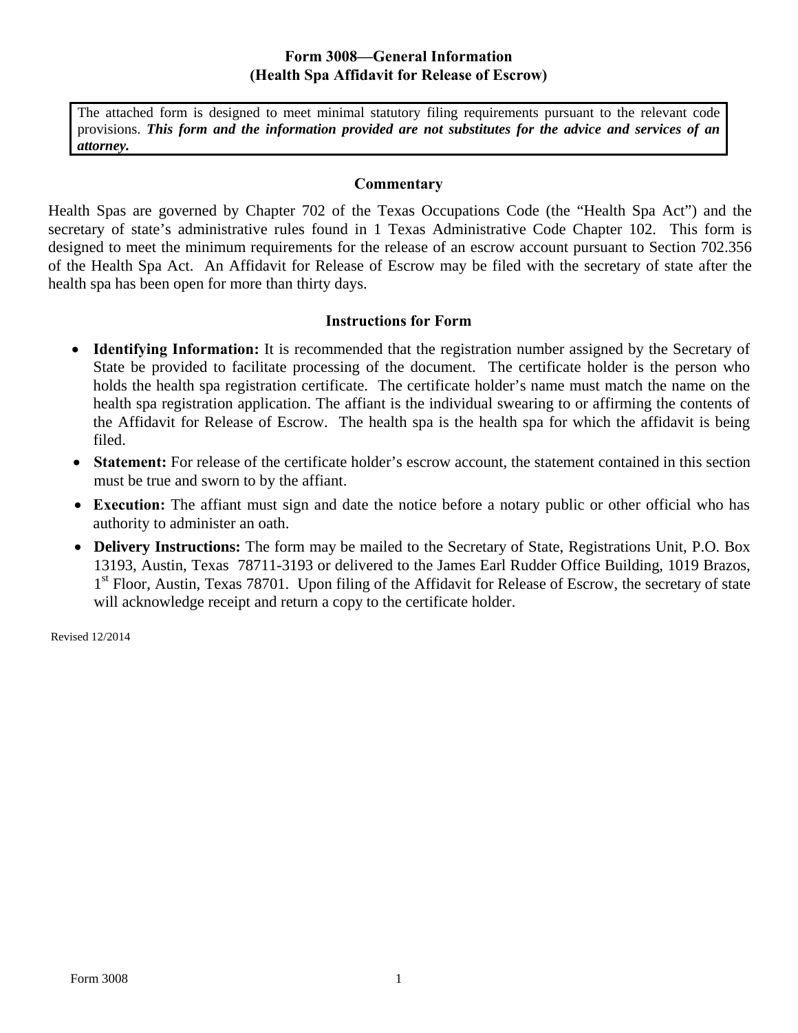# Form 3008—General Information
## (Health Spa Affidavit for Release of Escrow)

The attached form is designed to meet minimal statutory filing requirements pursuant to the relevant code provisions. ***This form and the information provided are not substitutes for the advice and services of an attorney.***

### Commentary

Health Spas are governed by Chapter 702 of the Texas Occupations Code (the "Health Spa Act") and the secretary of state's administrative rules found in 1 Texas Administrative Code Chapter 102. This form is designed to meet the minimum requirements for the release of an escrow account pursuant to Section 702.356 of the Health Spa Act. An Affidavit for Release of Escrow may be filed with the secretary of state after the health spa has been open for more than thirty days.

### Instructions for Form

- **Identifying Information:** It is recommended that the registration number assigned by the Secretary of State be provided to facilitate processing of the document. The certificate holder is the person who holds the health spa registration certificate. The certificate holder's name must match the name on the health spa registration application. The affiant is the individual swearing to or affirming the contents of the Affidavit for Release of Escrow. The health spa is the health spa for which the affidavit is being filed.
- **Statement:** For release of the certificate holder's escrow account, the statement contained in this section must be true and sworn to by the affiant.
- **Execution:** The affiant must sign and date the notice before a notary public or other official who has authority to administer an oath.
- **Delivery Instructions:** The form may be mailed to the Secretary of State, Registrations Unit, P.O. Box 13193, Austin, Texas 78711-3193 or delivered to the James Earl Rudder Office Building, 1019 Brazos, 1st Floor, Austin, Texas 78701. Upon filing of the Affidavit for Release of Escrow, the secretary of state will acknowledge receipt and return a copy to the certificate holder.

Revised 12/2014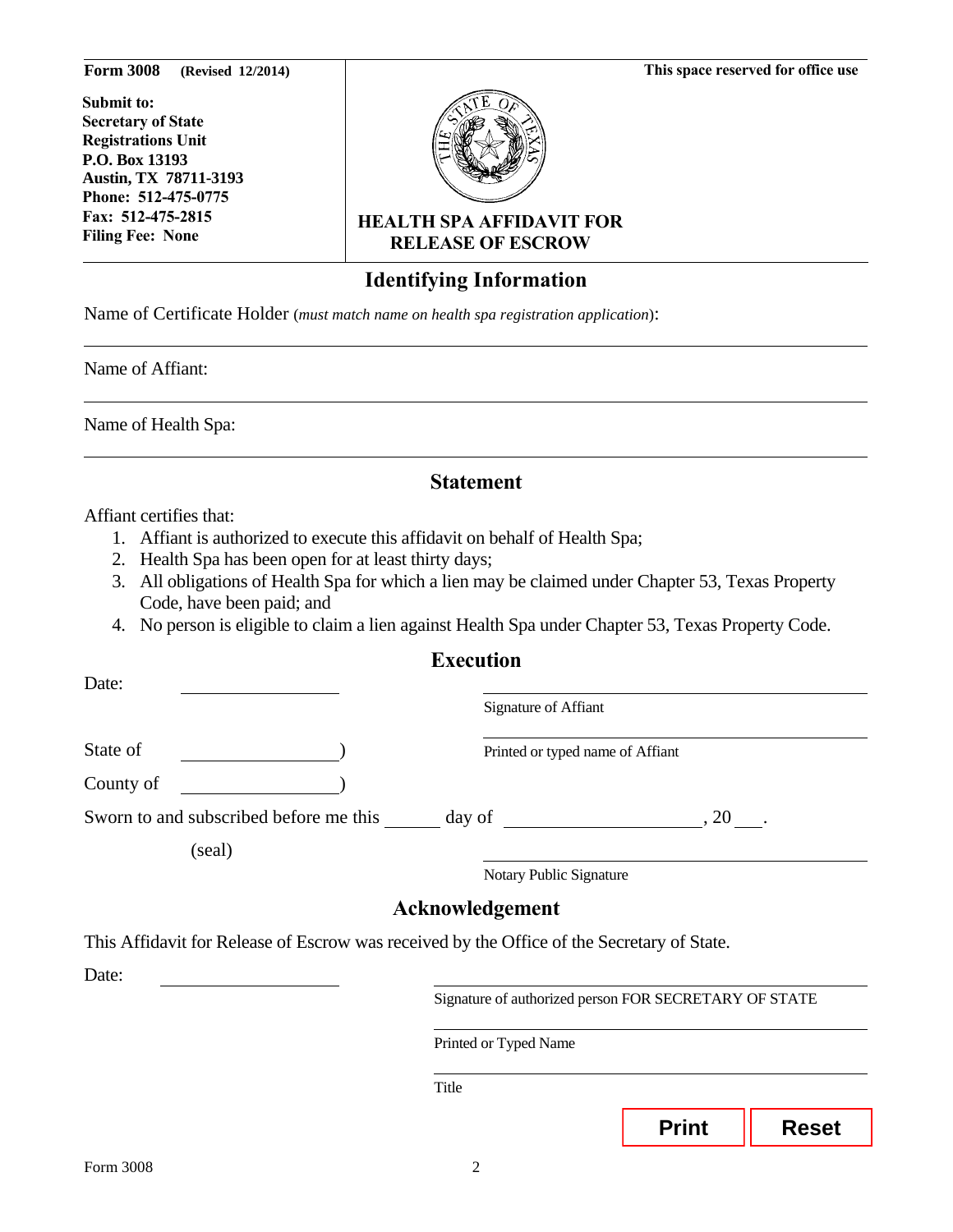**Form 3008** (Revised 12/2014)

**Submit to:**
**Secretary of State**
**Registrations Unit**
**P.O. Box 13193**
**Austin, TX 78711-3193**
**Phone: 512-475-0775**
**Fax: 512-475-2815**
**Filing Fee: None**

**This space reserved for office use**

# HEALTH SPA AFFIDAVIT FOR RELEASE OF ESCROW

## Identifying Information

Name of Certificate Holder (*must match name on health spa registration application*):

______________________________

Name of Affiant:

______________________________

Name of Health Spa:

______________________________

## Statement

Affiant certifies that:

1. Affiant is authorized to execute this affidavit on behalf of Health Spa;
2. Health Spa has been open for at least thirty days;
3. All obligations of Health Spa for which a lien may be claimed under Chapter 53, Texas Property Code, have been paid; and
4. No person is eligible to claim a lien against Health Spa under Chapter 53, Texas Property Code.

## Execution

Date: ______________

______________________________
Signature of Affiant

______________________________
Printed or typed name of Affiant

State of ______________ )

County of ______________ )

Sworn to and subscribed before me this ______ day of ____________________, 20 ___.

(seal)

______________________________
Notary Public Signature

## Acknowledgement

This Affidavit for Release of Escrow was received by the Office of the Secretary of State.

Date: ______________

______________________________
Signature of authorized person FOR SECRETARY OF STATE

______________________________
Printed or Typed Name

______________________________
Title

Print Reset